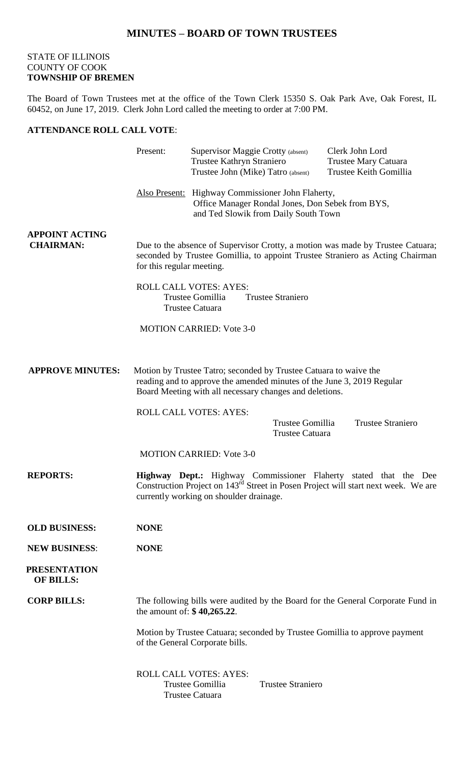# MINUTES – BOARD OF TOWN TRUSTEES

STATE OF ILLINOIS
COUNTY OF COOK
**TOWNSHIP OF BREMEN**

The Board of Town Trustees met at the office of the Town Clerk 15350 S. Oak Park Ave, Oak Forest, IL 60452, on June 17, 2019. Clerk John Lord called the meeting to order at 7:00 PM.

**ATTENDANCE ROLL CALL VOTE**:

Present:
- Supervisor Maggie Crotty (absent)
- Trustee Kathryn Straniero
- Trustee John (Mike) Tatro (absent)
- Clerk John Lord
- Trustee Mary Catuara
- Trustee Keith Gomillia

Also Present: Highway Commissioner John Flaherty, Office Manager Rondal Jones, Don Sebek from BYS, and Ted Slowik from Daily South Town

**APPOINT ACTING CHAIRMAN:**

Due to the absence of Supervisor Crotty, a motion was made by Trustee Catuara; seconded by Trustee Gomillia, to appoint Trustee Straniero as Acting Chairman for this regular meeting.

ROLL CALL VOTES: AYES:
Trustee Gomillia  Trustee Straniero
Trustee Catuara

MOTION CARRIED: Vote 3-0

**APPROVE MINUTES:**

Motion by Trustee Tatro; seconded by Trustee Catuara to waive the reading and to approve the amended minutes of the June 3, 2019 Regular Board Meeting with all necessary changes and deletions.

ROLL CALL VOTES: AYES:
Trustee Gomillia  Trustee Straniero
Trustee Catuara

MOTION CARRIED: Vote 3-0

**REPORTS:**

**Highway Dept.:** Highway Commissioner Flaherty stated that the Dee Construction Project on 143rd Street in Posen Project will start next week. We are currently working on shoulder drainage.

**OLD BUSINESS:** **NONE**

**NEW BUSINESS**: **NONE**

**PRESENTATION OF BILLS:**

**CORP BILLS:**

The following bills were audited by the Board for the General Corporate Fund in the amount of: **$ 40,265.22**.

Motion by Trustee Catuara; seconded by Trustee Gomillia to approve payment of the General Corporate bills.

ROLL CALL VOTES: AYES:
Trustee Gomillia  Trustee Straniero
Trustee Catuara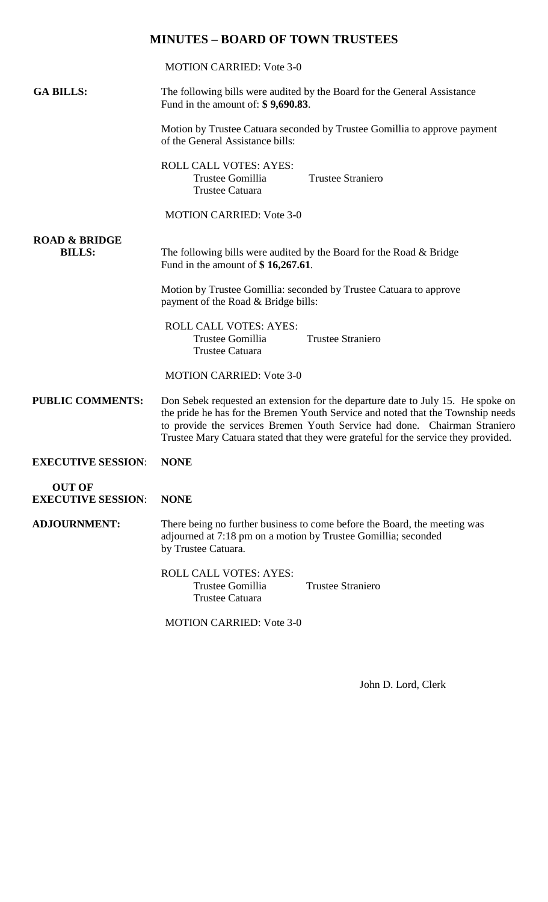# MINUTES – BOARD OF TOWN TRUSTEES

MOTION CARRIED: Vote 3-0

**GA BILLS:** The following bills were audited by the Board for the General Assistance Fund in the amount of: **$ 9,690.83**.

Motion by Trustee Catuara seconded by Trustee Gomillia to approve payment of the General Assistance bills:

ROLL CALL VOTES: AYES:
Trustee Gomillia Trustee Straniero
Trustee Catuara

MOTION CARRIED: Vote 3-0

**ROAD & BRIDGE BILLS:** The following bills were audited by the Board for the Road & Bridge Fund in the amount of **$ 16,267.61**.

Motion by Trustee Gomillia: seconded by Trustee Catuara to approve payment of the Road & Bridge bills:

ROLL CALL VOTES: AYES:
Trustee Gomillia Trustee Straniero
Trustee Catuara

MOTION CARRIED: Vote 3-0

**PUBLIC COMMENTS:** Don Sebek requested an extension for the departure date to July 15. He spoke on the pride he has for the Bremen Youth Service and noted that the Township needs to provide the services Bremen Youth Service had done. Chairman Straniero Trustee Mary Catuara stated that they were grateful for the service they provided.

**EXECUTIVE SESSION**: **NONE**

**OUT OF EXECUTIVE SESSION**: **NONE**

**ADJOURNMENT:** There being no further business to come before the Board, the meeting was adjourned at 7:18 pm on a motion by Trustee Gomillia; seconded by Trustee Catuara.

ROLL CALL VOTES: AYES:
Trustee Gomillia Trustee Straniero
Trustee Catuara

MOTION CARRIED: Vote 3-0

John D. Lord, Clerk